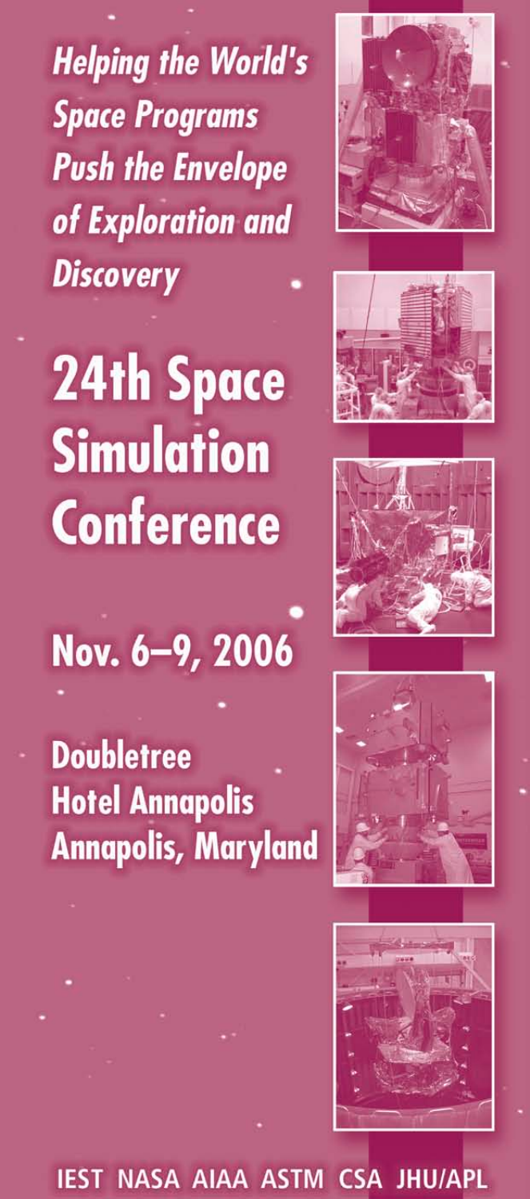***Helping the World's Space Programs Push the Envelope of Exploration and Discovery***

# 24th Space Simulation Conference

## Nov. 6–9, 2006

**Doubletree Hotel Annapolis**
**Annapolis, Maryland**

IEST NASA AIAA ASTM CSA JHU/APL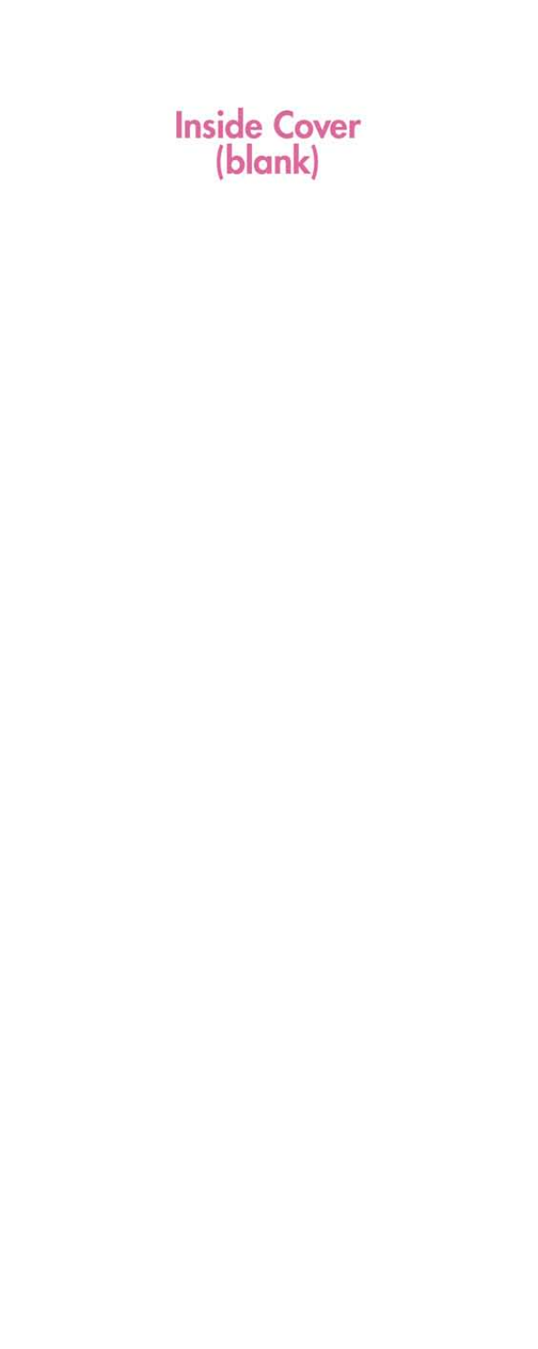Inside Cover
(blank)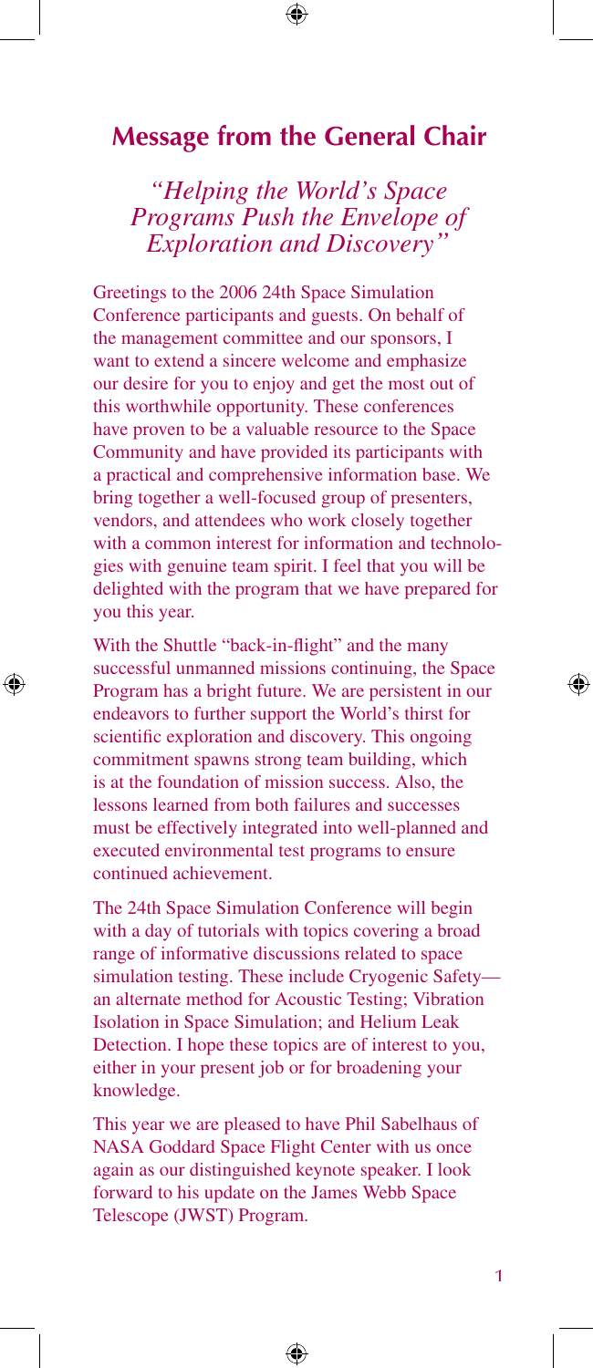## Message from the General Chair

*"Helping the World's Space Programs Push the Envelope of Exploration and Discovery"*

Greetings to the 2006 24th Space Simulation Conference participants and guests. On behalf of the management committee and our sponsors, I want to extend a sincere welcome and emphasize our desire for you to enjoy and get the most out of this worthwhile opportunity. These conferences have proven to be a valuable resource to the Space Community and have provided its participants with a practical and comprehensive information base. We bring together a well-focused group of presenters, vendors, and attendees who work closely together with a common interest for information and technologies with genuine team spirit. I feel that you will be delighted with the program that we have prepared for you this year.

With the Shuttle "back-in-flight" and the many successful unmanned missions continuing, the Space Program has a bright future. We are persistent in our endeavors to further support the World's thirst for scientific exploration and discovery. This ongoing commitment spawns strong team building, which is at the foundation of mission success. Also, the lessons learned from both failures and successes must be effectively integrated into well-planned and executed environmental test programs to ensure continued achievement.

The 24th Space Simulation Conference will begin with a day of tutorials with topics covering a broad range of informative discussions related to space simulation testing. These include Cryogenic Safety—an alternate method for Acoustic Testing; Vibration Isolation in Space Simulation; and Helium Leak Detection. I hope these topics are of interest to you, either in your present job or for broadening your knowledge.

This year we are pleased to have Phil Sabelhaus of NASA Goddard Space Flight Center with us once again as our distinguished keynote speaker. I look forward to his update on the James Webb Space Telescope (JWST) Program.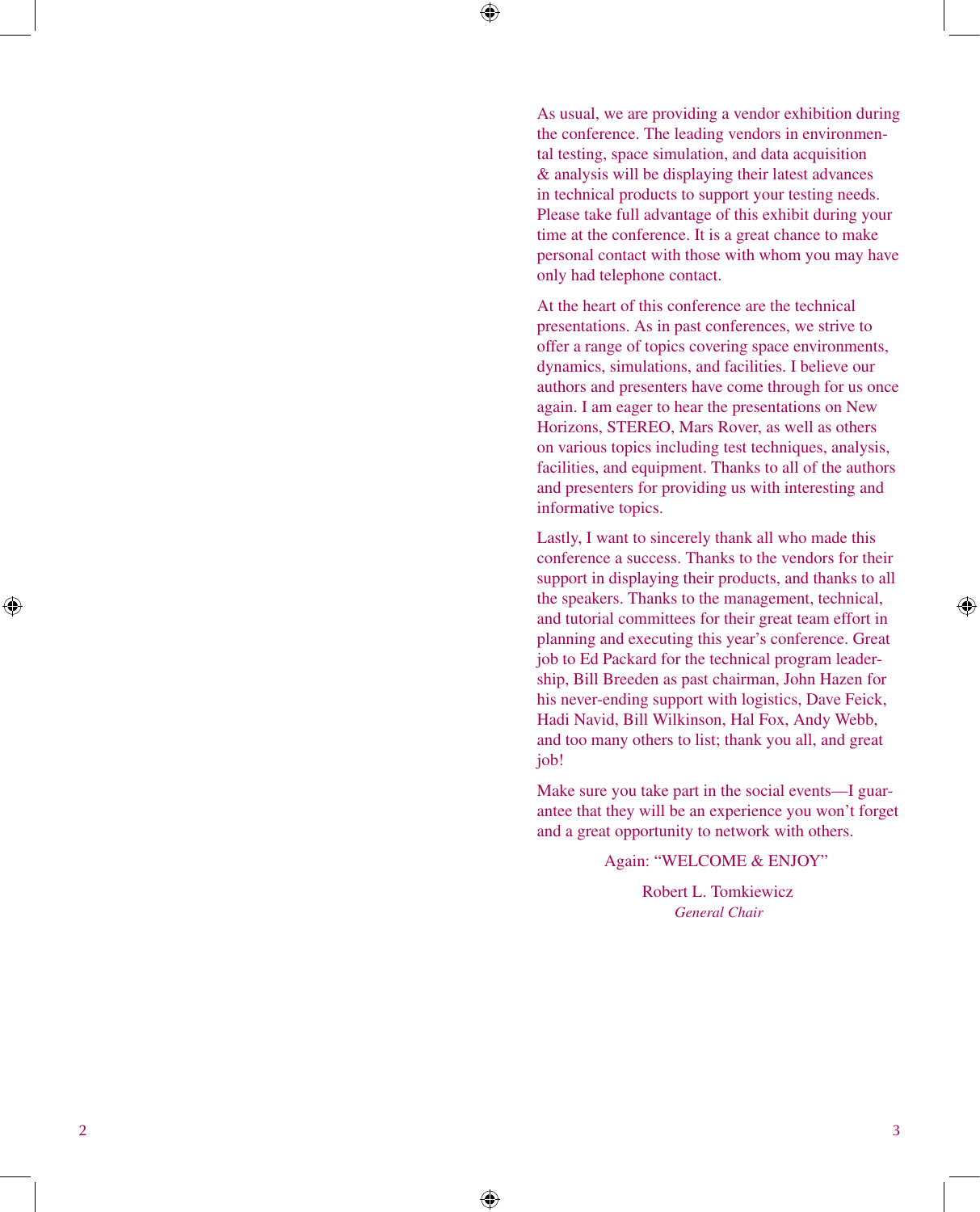As usual, we are providing a vendor exhibition during the conference. The leading vendors in environmental testing, space simulation, and data acquisition & analysis will be displaying their latest advances in technical products to support your testing needs. Please take full advantage of this exhibit during your time at the conference. It is a great chance to make personal contact with those with whom you may have only had telephone contact.

At the heart of this conference are the technical presentations. As in past conferences, we strive to offer a range of topics covering space environments, dynamics, simulations, and facilities. I believe our authors and presenters have come through for us once again. I am eager to hear the presentations on New Horizons, STEREO, Mars Rover, as well as others on various topics including test techniques, analysis, facilities, and equipment. Thanks to all of the authors and presenters for providing us with interesting and informative topics.

Lastly, I want to sincerely thank all who made this conference a success. Thanks to the vendors for their support in displaying their products, and thanks to all the speakers. Thanks to the management, technical, and tutorial committees for their great team effort in planning and executing this year's conference. Great job to Ed Packard for the technical program leadership, Bill Breeden as past chairman, John Hazen for his never-ending support with logistics, Dave Feick, Hadi Navid, Bill Wilkinson, Hal Fox, Andy Webb, and too many others to list; thank you all, and great job!

Make sure you take part in the social events—I guarantee that they will be an experience you won't forget and a great opportunity to network with others.

Again: "WELCOME & ENJOY"

Robert L. Tomkiewicz
*General Chair*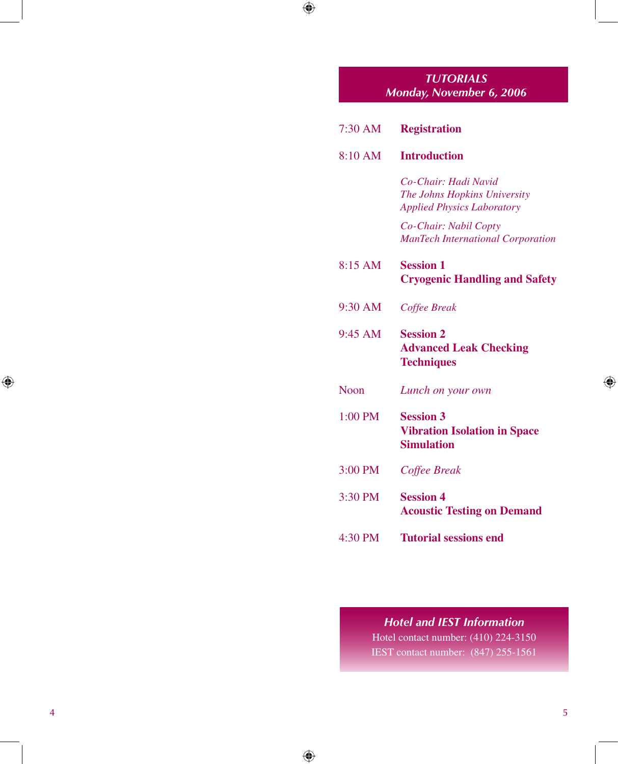## TUTORIALS
## *Monday, November 6, 2006*

| | |
|---|---|
| 7:30 AM | **Registration** |
| 8:10 AM | **Introduction** |
| | *Co-Chair: Hadi Navid*<br>*The Johns Hopkins University*<br>*Applied Physics Laboratory* |
| | *Co-Chair: Nabil Copty*<br>*ManTech International Corporation* |
| 8:15 AM | **Session 1**<br>**Cryogenic Handling and Safety** |
| 9:30 AM | *Coffee Break* |
| 9:45 AM | **Session 2**<br>**Advanced Leak Checking Techniques** |
| Noon | *Lunch on your own* |
| 1:00 PM | **Session 3**<br>**Vibration Isolation in Space Simulation** |
| 3:00 PM | *Coffee Break* |
| 3:30 PM | **Session 4**<br>**Acoustic Testing on Demand** |
| 4:30 PM | **Tutorial sessions end** |

### *Hotel and IEST Information*

Hotel contact number: (410) 224-3150

IEST contact number: (847) 255-1561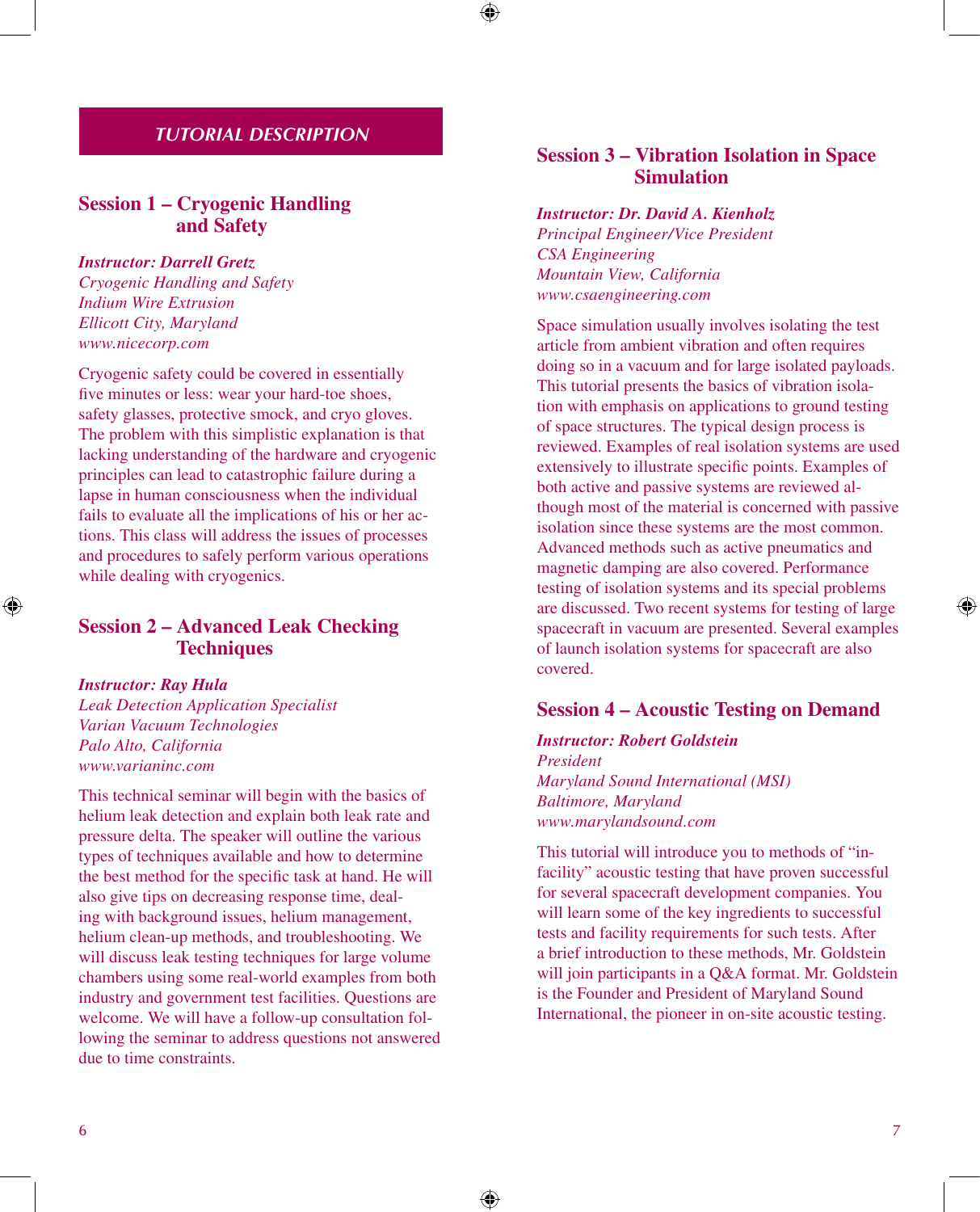## TUTORIAL DESCRIPTION

### Session 1 – Cryogenic Handling and Safety

***Instructor: Darrell Gretz***
*Cryogenic Handling and Safety*
*Indium Wire Extrusion*
*Ellicott City, Maryland*
*www.nicecorp.com*

Cryogenic safety could be covered in essentially five minutes or less: wear your hard-toe shoes, safety glasses, protective smock, and cryo gloves. The problem with this simplistic explanation is that lacking understanding of the hardware and cryogenic principles can lead to catastrophic failure during a lapse in human consciousness when the individual fails to evaluate all the implications of his or her actions. This class will address the issues of processes and procedures to safely perform various operations while dealing with cryogenics.

### Session 2 – Advanced Leak Checking Techniques

***Instructor: Ray Hula***
*Leak Detection Application Specialist*
*Varian Vacuum Technologies*
*Palo Alto, California*
*www.varianinc.com*

This technical seminar will begin with the basics of helium leak detection and explain both leak rate and pressure delta. The speaker will outline the various types of techniques available and how to determine the best method for the specific task at hand. He will also give tips on decreasing response time, dealing with background issues, helium management, helium clean-up methods, and troubleshooting. We will discuss leak testing techniques for large volume chambers using some real-world examples from both industry and government test facilities. Questions are welcome. We will have a follow-up consultation following the seminar to address questions not answered due to time constraints.

### Session 3 – Vibration Isolation in Space Simulation

***Instructor: Dr. David A. Kienholz***
*Principal Engineer/Vice President*
*CSA Engineering*
*Mountain View, California*
*www.csaengineering.com*

Space simulation usually involves isolating the test article from ambient vibration and often requires doing so in a vacuum and for large isolated payloads. This tutorial presents the basics of vibration isolation with emphasis on applications to ground testing of space structures. The typical design process is reviewed. Examples of real isolation systems are used extensively to illustrate specific points. Examples of both active and passive systems are reviewed although most of the material is concerned with passive isolation since these systems are the most common. Advanced methods such as active pneumatics and magnetic damping are also covered. Performance testing of isolation systems and its special problems are discussed. Two recent systems for testing of large spacecraft in vacuum are presented. Several examples of launch isolation systems for spacecraft are also covered.

### Session 4 – Acoustic Testing on Demand

***Instructor: Robert Goldstein***
*President*
*Maryland Sound International (MSI)*
*Baltimore, Maryland*
*www.marylandsound.com*

This tutorial will introduce you to methods of "in-facility" acoustic testing that have proven successful for several spacecraft development companies. You will learn some of the key ingredients to successful tests and facility requirements for such tests. After a brief introduction to these methods, Mr. Goldstein will join participants in a Q&A format. Mr. Goldstein is the Founder and President of Maryland Sound International, the pioneer in on-site acoustic testing.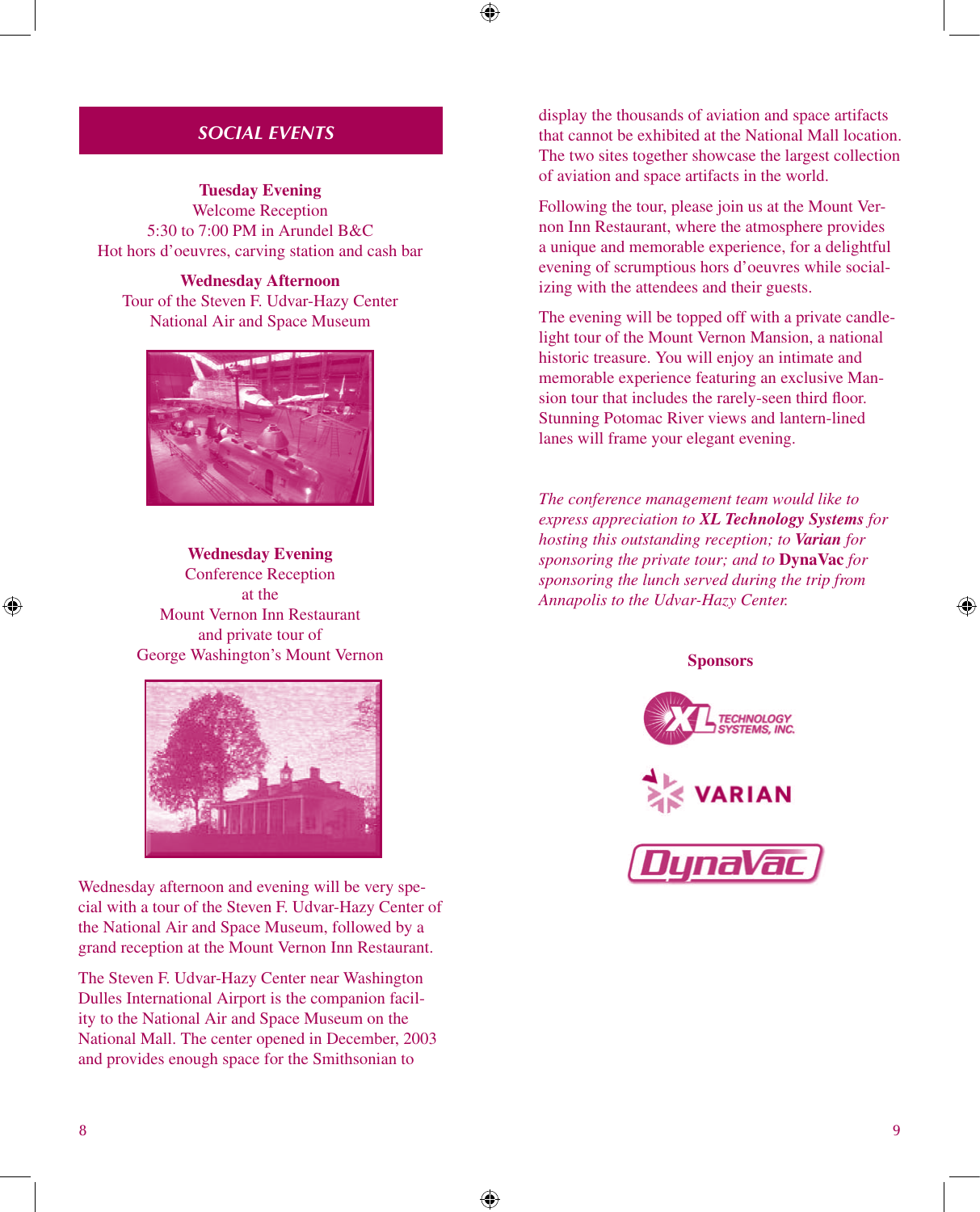## SOCIAL EVENTS

**Tuesday Evening**
Welcome Reception
5:30 to 7:00 PM in Arundel B&C
Hot hors d'oeuvres, carving station and cash bar

**Wednesday Afternoon**
Tour of the Steven F. Udvar-Hazy Center
National Air and Space Museum

**Wednesday Evening**
Conference Reception
at the
Mount Vernon Inn Restaurant
and private tour of
George Washington's Mount Vernon

Wednesday afternoon and evening will be very special with a tour of the Steven F. Udvar-Hazy Center of the National Air and Space Museum, followed by a grand reception at the Mount Vernon Inn Restaurant.

The Steven F. Udvar-Hazy Center near Washington Dulles International Airport is the companion facility to the National Air and Space Museum on the National Mall. The center opened in December, 2003 and provides enough space for the Smithsonian to display the thousands of aviation and space artifacts that cannot be exhibited at the National Mall location. The two sites together showcase the largest collection of aviation and space artifacts in the world.

Following the tour, please join us at the Mount Vernon Inn Restaurant, where the atmosphere provides a unique and memorable experience, for a delightful evening of scrumptious hors d'oeuvres while socializing with the attendees and their guests.

The evening will be topped off with a private candlelight tour of the Mount Vernon Mansion, a national historic treasure. You will enjoy an intimate and memorable experience featuring an exclusive Mansion tour that includes the rarely-seen third floor. Stunning Potomac River views and lantern-lined lanes will frame your elegant evening.

*The conference management team would like to express appreciation to **XL Technology Systems** for hosting this outstanding reception; to **Varian** for sponsoring the private tour; and to* **DynaVac** *for sponsoring the lunch served during the trip from Annapolis to the Udvar-Hazy Center.*

**Sponsors**

XL Technology Systems, Inc.

Varian

DynaVac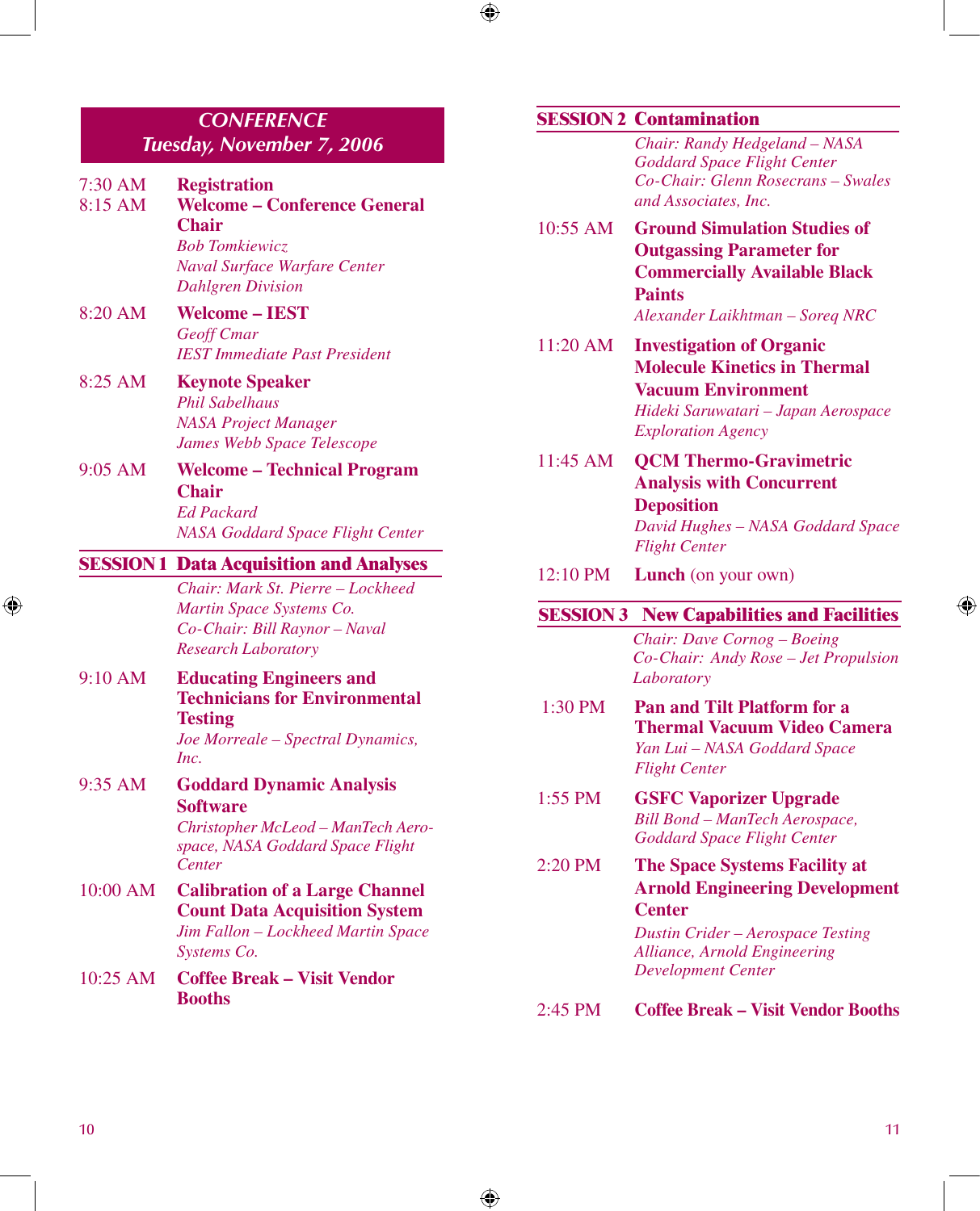## CONFERENCE
## Tuesday, November 7, 2006

**7:30 AM** **Registration**

**8:15 AM** **Welcome – Conference General Chair**
*Bob Tomkiewicz*
*Naval Surface Warfare Center*
*Dahlgren Division*

**8:20 AM** **Welcome – IEST**
*Geoff Cmar*
*IEST Immediate Past President*

**8:25 AM** **Keynote Speaker**
*Phil Sabelhaus*
*NASA Project Manager*
*James Webb Space Telescope*

**9:05 AM** **Welcome – Technical Program Chair**
*Ed Packard*
*NASA Goddard Space Flight Center*

### SESSION 1 Data Acquisition and Analyses

*Chair: Mark St. Pierre – Lockheed Martin Space Systems Co.*
*Co-Chair: Bill Raynor – Naval Research Laboratory*

**9:10 AM** **Educating Engineers and Technicians for Environmental Testing**
*Joe Morreale – Spectral Dynamics, Inc.*

**9:35 AM** **Goddard Dynamic Analysis Software**
*Christopher McLeod – ManTech Aerospace, NASA Goddard Space Flight Center*

**10:00 AM** **Calibration of a Large Channel Count Data Acquisition System**
*Jim Fallon – Lockheed Martin Space Systems Co.*

**10:25 AM** **Coffee Break – Visit Vendor Booths**

### SESSION 2 Contamination

*Chair: Randy Hedgeland – NASA Goddard Space Flight Center*
*Co-Chair: Glenn Rosecrans – Swales and Associates, Inc.*

**10:55 AM** **Ground Simulation Studies of Outgassing Parameter for Commercially Available Black Paints**
*Alexander Laikhtman – Soreq NRC*

**11:20 AM** **Investigation of Organic Molecule Kinetics in Thermal Vacuum Environment**
*Hideki Saruwatari – Japan Aerospace Exploration Agency*

**11:45 AM** **QCM Thermo-Gravimetric Analysis with Concurrent Deposition**
*David Hughes – NASA Goddard Space Flight Center*

**12:10 PM** **Lunch** (on your own)

### SESSION 3 New Capabilities and Facilities

*Chair: Dave Cornog – Boeing*
*Co-Chair: Andy Rose – Jet Propulsion Laboratory*

**1:30 PM** **Pan and Tilt Platform for a Thermal Vacuum Video Camera**
*Yan Lui – NASA Goddard Space Flight Center*

**1:55 PM** **GSFC Vaporizer Upgrade**
*Bill Bond – ManTech Aerospace, Goddard Space Flight Center*

**2:20 PM** **The Space Systems Facility at Arnold Engineering Development Center**
*Dustin Crider – Aerospace Testing Alliance, Arnold Engineering Development Center*

**2:45 PM** **Coffee Break – Visit Vendor Booths**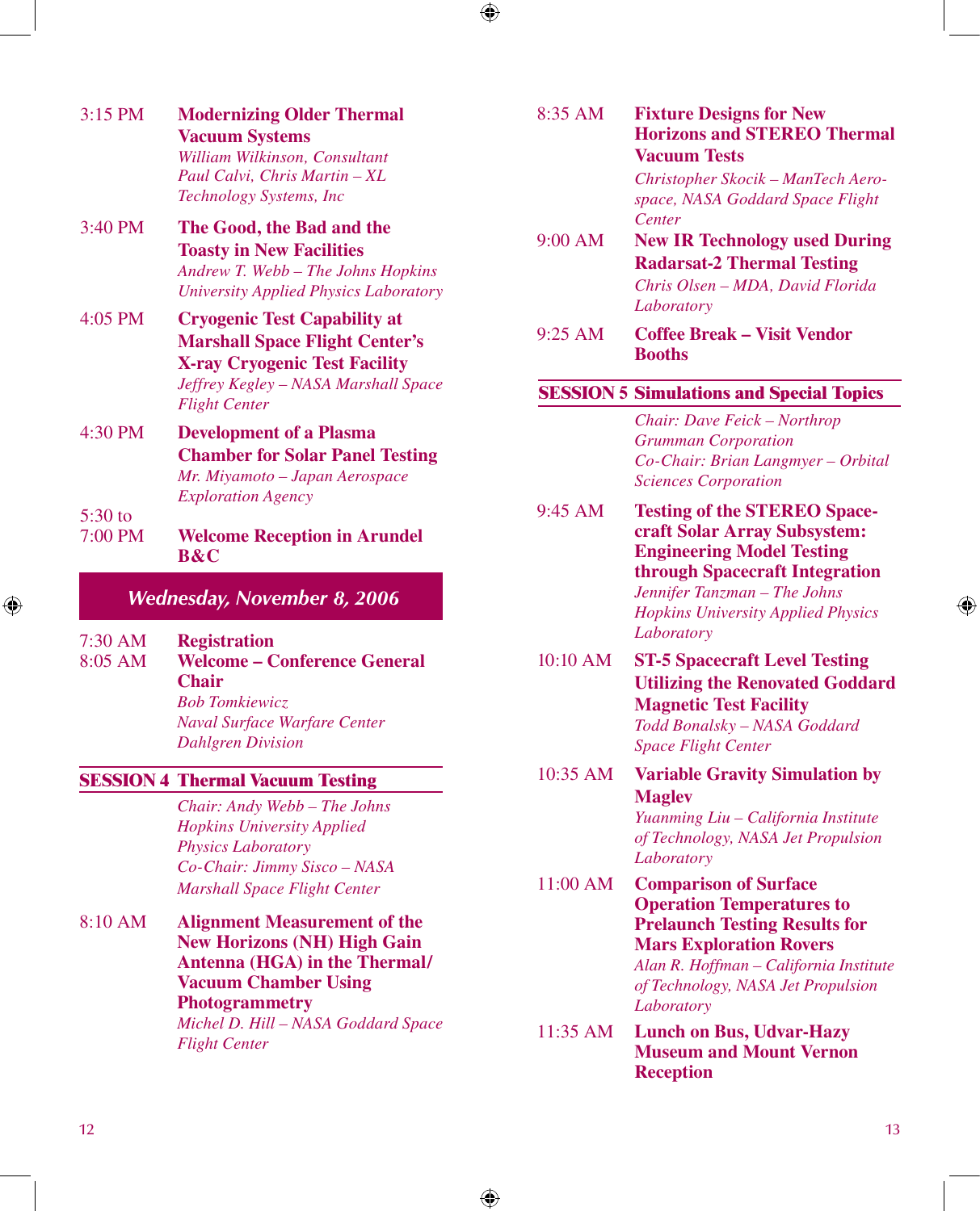3:15 PM **Modernizing Older Thermal Vacuum Systems**
*William Wilkinson, Consultant*
*Paul Calvi, Chris Martin – XL Technology Systems, Inc*

3:40 PM **The Good, the Bad and the Toasty in New Facilities**
*Andrew T. Webb – The Johns Hopkins University Applied Physics Laboratory*

4:05 PM **Cryogenic Test Capability at Marshall Space Flight Center's X-ray Cryogenic Test Facility**
*Jeffrey Kegley – NASA Marshall Space Flight Center*

4:30 PM **Development of a Plasma Chamber for Solar Panel Testing**
*Mr. Miyamoto – Japan Aerospace Exploration Agency*

5:30 to 7:00 PM **Welcome Reception in Arundel B&C**

## *Wednesday, November 8, 2006*

7:30 AM **Registration**

8:05 AM **Welcome – Conference General Chair**
*Bob Tomkiewicz*
*Naval Surface Warfare Center Dahlgren Division*

### SESSION 4 Thermal Vacuum Testing

*Chair: Andy Webb – The Johns Hopkins University Applied Physics Laboratory*
*Co-Chair: Jimmy Sisco – NASA Marshall Space Flight Center*

8:10 AM **Alignment Measurement of the New Horizons (NH) High Gain Antenna (HGA) in the Thermal/ Vacuum Chamber Using Photogrammetry**
*Michel D. Hill – NASA Goddard Space Flight Center*

8:35 AM **Fixture Designs for New Horizons and STEREO Thermal Vacuum Tests**
*Christopher Skocik – ManTech Aerospace, NASA Goddard Space Flight Center*

9:00 AM **New IR Technology used During Radarsat-2 Thermal Testing**
*Chris Olsen – MDA, David Florida Laboratory*

9:25 AM **Coffee Break – Visit Vendor Booths**

### SESSION 5 Simulations and Special Topics

*Chair: Dave Feick – Northrop Grumman Corporation*
*Co-Chair: Brian Langmyer – Orbital Sciences Corporation*

9:45 AM **Testing of the STEREO Spacecraft Solar Array Subsystem: Engineering Model Testing through Spacecraft Integration**
*Jennifer Tanzman – The Johns Hopkins University Applied Physics Laboratory*

10:10 AM **ST-5 Spacecraft Level Testing Utilizing the Renovated Goddard Magnetic Test Facility**
*Todd Bonalsky – NASA Goddard Space Flight Center*

10:35 AM **Variable Gravity Simulation by Maglev**
*Yuanming Liu – California Institute of Technology, NASA Jet Propulsion Laboratory*

11:00 AM **Comparison of Surface Operation Temperatures to Prelaunch Testing Results for Mars Exploration Rovers**
*Alan R. Hoffman – California Institute of Technology, NASA Jet Propulsion Laboratory*

11:35 AM **Lunch on Bus, Udvar-Hazy Museum and Mount Vernon Reception**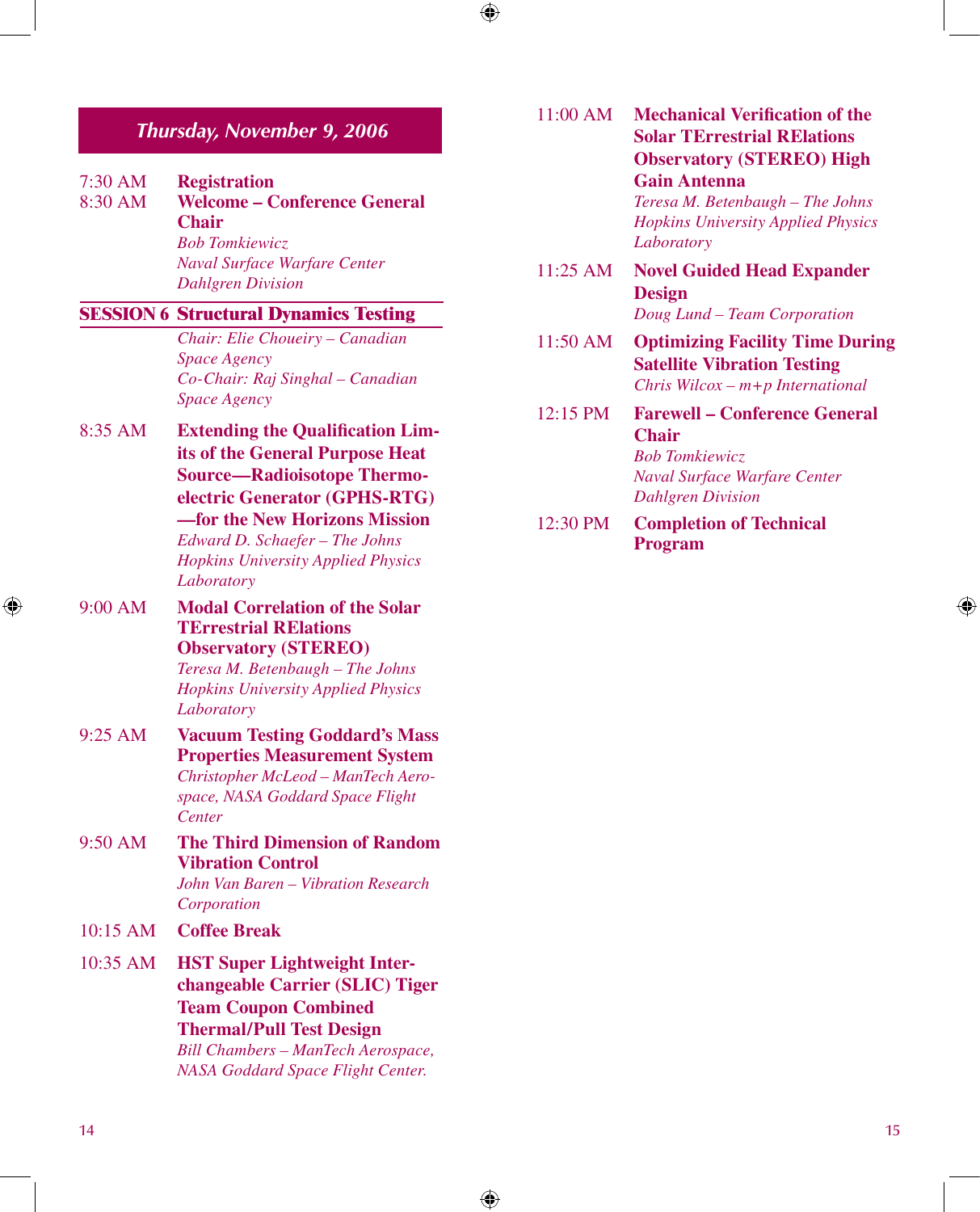## Thursday, November 9, 2006

7:30 AM **Registration**

8:30 AM **Welcome – Conference General Chair**
*Bob Tomkiewicz*
*Naval Surface Warfare Center Dahlgren Division*

### SESSION 6 Structural Dynamics Testing

*Chair: Elie Choueiry – Canadian Space Agency*
*Co-Chair: Raj Singhal – Canadian Space Agency*

8:35 AM **Extending the Qualification Limits of the General Purpose Heat Source—Radioisotope Thermoelectric Generator (GPHS-RTG)—for the New Horizons Mission**
*Edward D. Schaefer – The Johns Hopkins University Applied Physics Laboratory*

9:00 AM **Modal Correlation of the Solar TErrestrial RElations Observatory (STEREO)**
*Teresa M. Betenbaugh – The Johns Hopkins University Applied Physics Laboratory*

9:25 AM **Vacuum Testing Goddard's Mass Properties Measurement System**
*Christopher McLeod – ManTech Aerospace, NASA Goddard Space Flight Center*

9:50 AM **The Third Dimension of Random Vibration Control**
*John Van Baren – Vibration Research Corporation*

10:15 AM **Coffee Break**

10:35 AM **HST Super Lightweight Interchangeable Carrier (SLIC) Tiger Team Coupon Combined Thermal/Pull Test Design**
*Bill Chambers – ManTech Aerospace, NASA Goddard Space Flight Center.*

11:00 AM **Mechanical Verification of the Solar TErrestrial RElations Observatory (STEREO) High Gain Antenna**
*Teresa M. Betenbaugh – The Johns Hopkins University Applied Physics Laboratory*

11:25 AM **Novel Guided Head Expander Design**
*Doug Lund – Team Corporation*

11:50 AM **Optimizing Facility Time During Satellite Vibration Testing**
*Chris Wilcox – m+p International*

12:15 PM **Farewell – Conference General Chair**
*Bob Tomkiewicz*
*Naval Surface Warfare Center Dahlgren Division*

12:30 PM **Completion of Technical Program**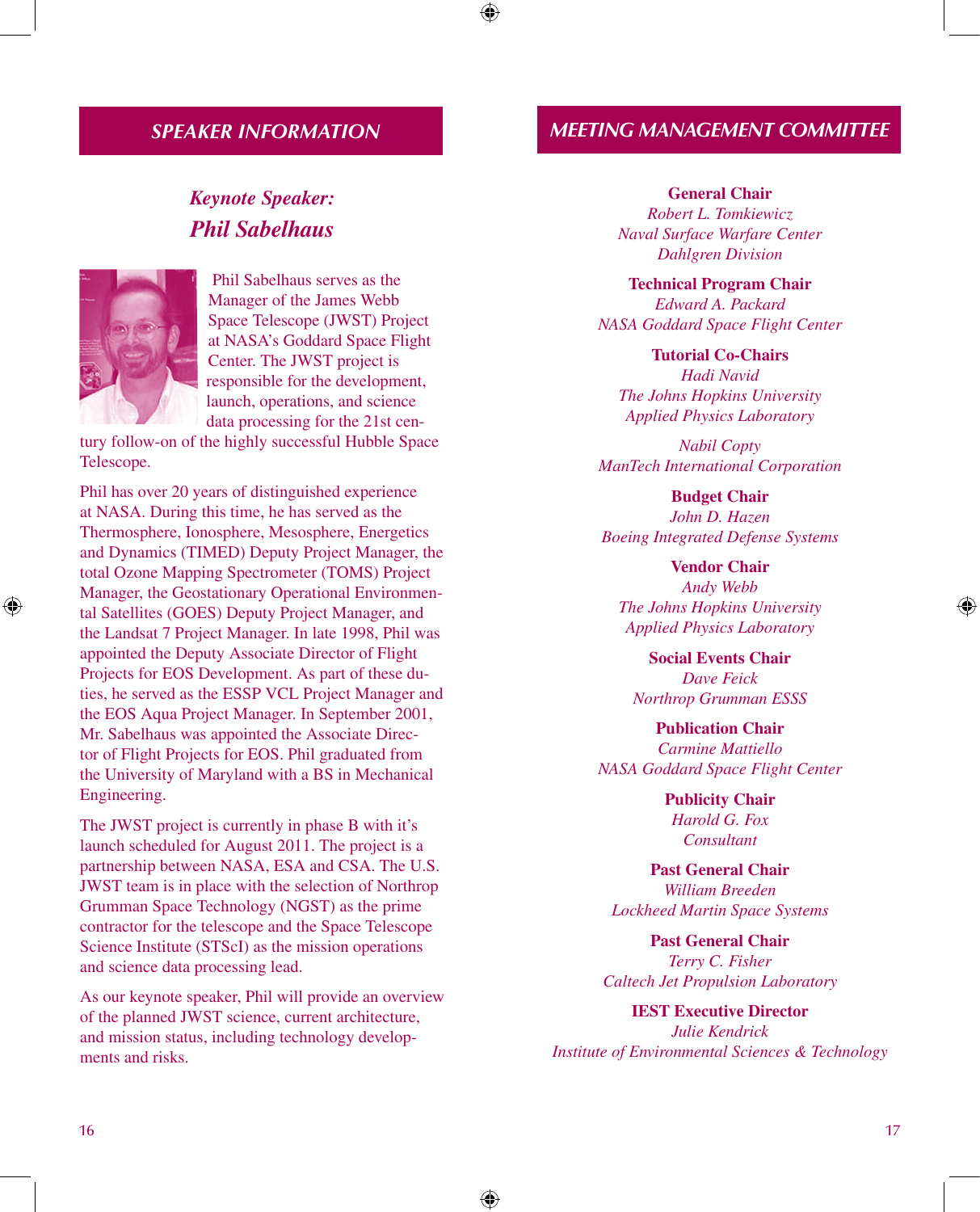## SPEAKER INFORMATION

### *Keynote Speaker: Phil Sabelhaus*

Phil Sabelhaus serves as the Manager of the James Webb Space Telescope (JWST) Project at NASA's Goddard Space Flight Center. The JWST project is responsible for the development, launch, operations, and science data processing for the 21st century follow-on of the highly successful Hubble Space Telescope.

Phil has over 20 years of distinguished experience at NASA. During this time, he has served as the Thermosphere, Ionosphere, Mesosphere, Energetics and Dynamics (TIMED) Deputy Project Manager, the total Ozone Mapping Spectrometer (TOMS) Project Manager, the Geostationary Operational Environmental Satellites (GOES) Deputy Project Manager, and the Landsat 7 Project Manager. In late 1998, Phil was appointed the Deputy Associate Director of Flight Projects for EOS Development. As part of these duties, he served as the ESSP VCL Project Manager and the EOS Aqua Project Manager. In September 2001, Mr. Sabelhaus was appointed the Associate Director of Flight Projects for EOS. Phil graduated from the University of Maryland with a BS in Mechanical Engineering.

The JWST project is currently in phase B with it's launch scheduled for August 2011. The project is a partnership between NASA, ESA and CSA. The U.S. JWST team is in place with the selection of Northrop Grumman Space Technology (NGST) as the prime contractor for the telescope and the Space Telescope Science Institute (STScI) as the mission operations and science data processing lead.

As our keynote speaker, Phil will provide an overview of the planned JWST science, current architecture, and mission status, including technology developments and risks.

## MEETING MANAGEMENT COMMITTEE

**General Chair**
*Robert L. Tomkiewicz*
*Naval Surface Warfare Center*
*Dahlgren Division*

**Technical Program Chair**
*Edward A. Packard*
*NASA Goddard Space Flight Center*

**Tutorial Co-Chairs**
*Hadi Navid*
*The Johns Hopkins University*
*Applied Physics Laboratory*

*Nabil Copty*
*ManTech International Corporation*

**Budget Chair**
*John D. Hazen*
*Boeing Integrated Defense Systems*

**Vendor Chair**
*Andy Webb*
*The Johns Hopkins University*
*Applied Physics Laboratory*

**Social Events Chair**
*Dave Feick*
*Northrop Grumman ESSS*

**Publication Chair**
*Carmine Mattiello*
*NASA Goddard Space Flight Center*

**Publicity Chair**
*Harold G. Fox*
*Consultant*

**Past General Chair**
*William Breeden*
*Lockheed Martin Space Systems*

**Past General Chair**
*Terry C. Fisher*
*Caltech Jet Propulsion Laboratory*

**IEST Executive Director**
*Julie Kendrick*
*Institute of Environmental Sciences & Technology*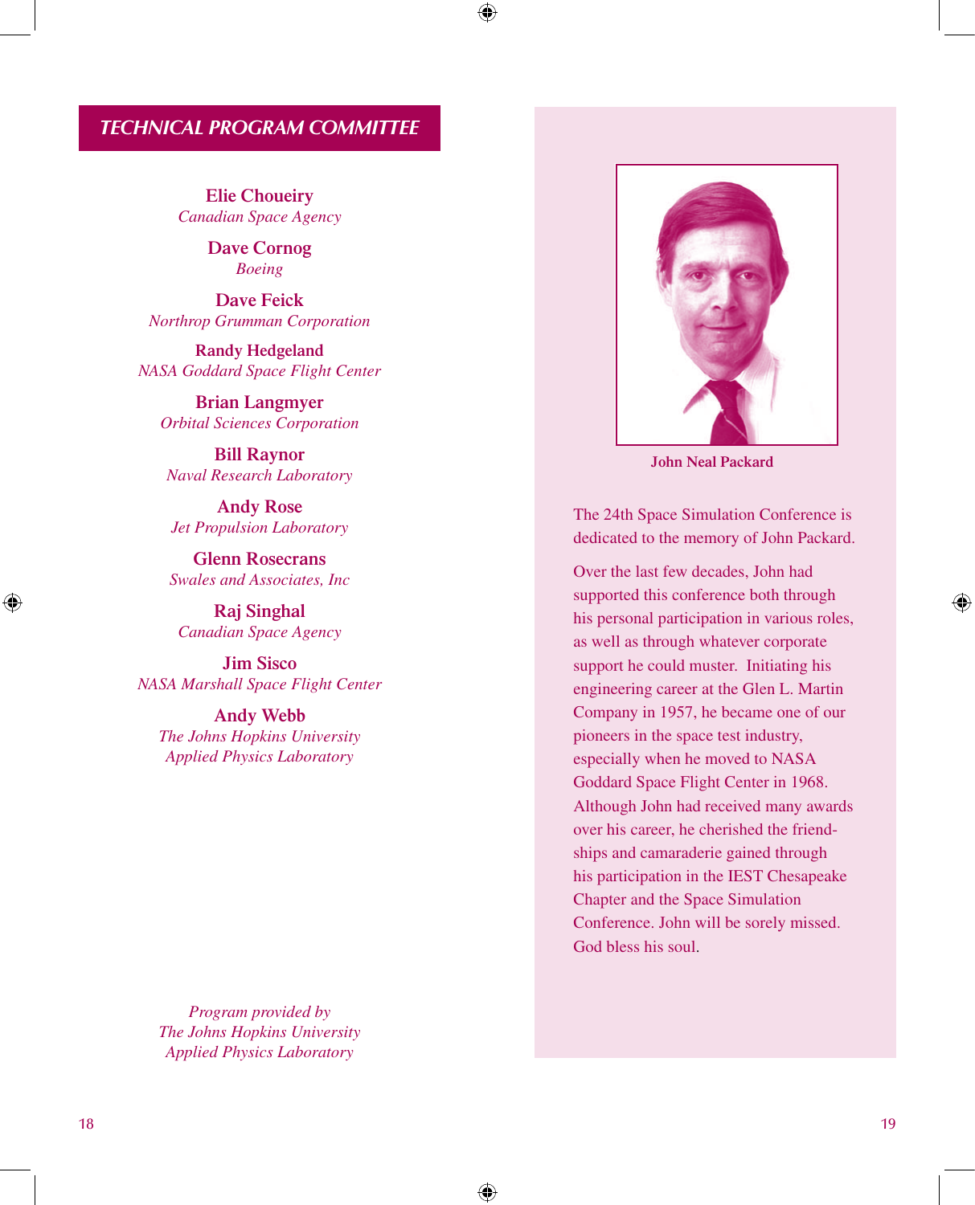## TECHNICAL PROGRAM COMMITTEE

**Elie Choueiry**
*Canadian Space Agency*

**Dave Cornog**
*Boeing*

**Dave Feick**
*Northrop Grumman Corporation*

**Randy Hedgeland**
*NASA Goddard Space Flight Center*

**Brian Langmyer**
*Orbital Sciences Corporation*

**Bill Raynor**
*Naval Research Laboratory*

**Andy Rose**
*Jet Propulsion Laboratory*

**Glenn Rosecrans**
*Swales and Associates, Inc*

**Raj Singhal**
*Canadian Space Agency*

**Jim Sisco**
*NASA Marshall Space Flight Center*

**Andy Webb**
*The Johns Hopkins University*
*Applied Physics Laboratory*

*Program provided by*
*The Johns Hopkins University*
*Applied Physics Laboratory*

**John Neal Packard**

The 24th Space Simulation Conference is dedicated to the memory of John Packard.

Over the last few decades, John had supported this conference both through his personal participation in various roles, as well as through whatever corporate support he could muster. Initiating his engineering career at the Glen L. Martin Company in 1957, he became one of our pioneers in the space test industry, especially when he moved to NASA Goddard Space Flight Center in 1968. Although John had received many awards over his career, he cherished the friendships and camaraderie gained through his participation in the IEST Chesapeake Chapter and the Space Simulation Conference. John will be sorely missed. God bless his soul.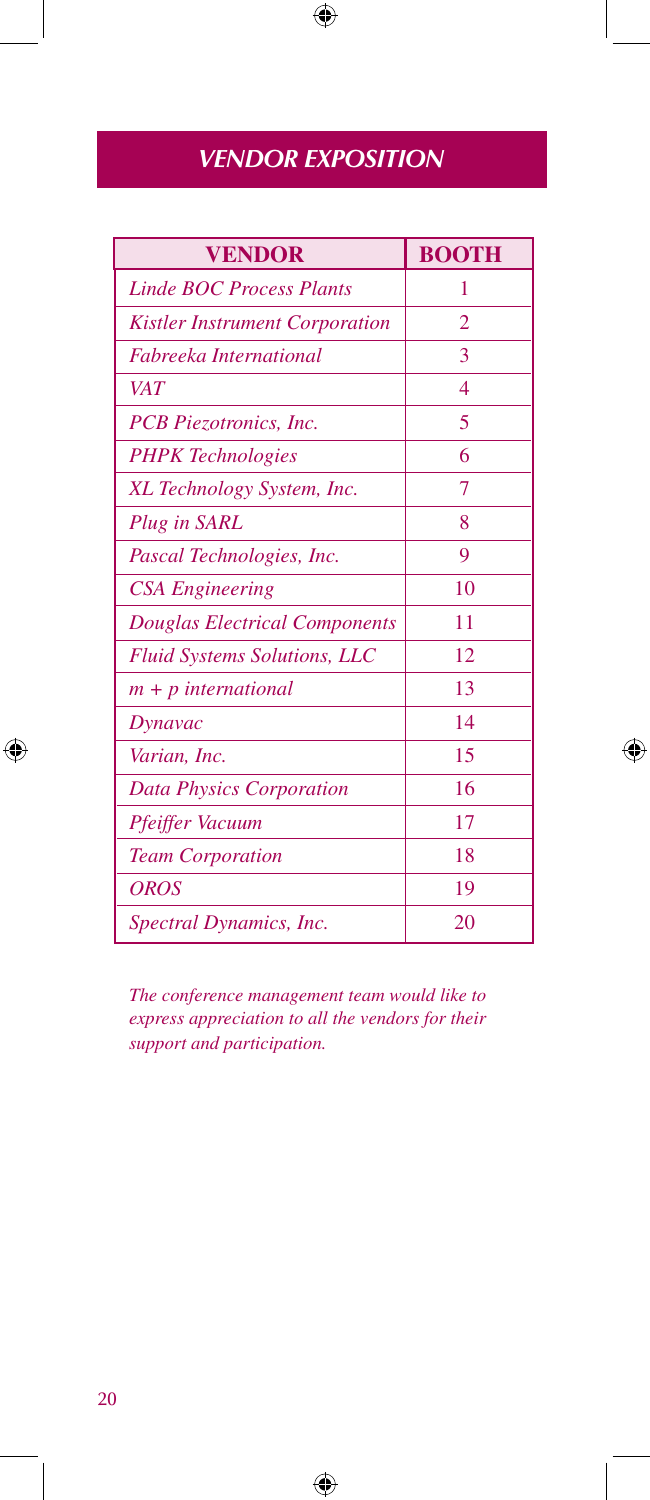## VENDOR EXPOSITION

| VENDOR | BOOTH |
|---|---|
| *Linde BOC Process Plants* | 1 |
| *Kistler Instrument Corporation* | 2 |
| *Fabreeka International* | 3 |
| *VAT* | 4 |
| *PCB Piezotronics, Inc.* | 5 |
| *PHPK Technologies* | 6 |
| *XL Technology System, Inc.* | 7 |
| *Plug in SARL* | 8 |
| *Pascal Technologies, Inc.* | 9 |
| *CSA Engineering* | 10 |
| *Douglas Electrical Components* | 11 |
| *Fluid Systems Solutions, LLC* | 12 |
| *m + p international* | 13 |
| *Dynavac* | 14 |
| *Varian, Inc.* | 15 |
| *Data Physics Corporation* | 16 |
| *Pfeiffer Vacuum* | 17 |
| *Team Corporation* | 18 |
| *OROS* | 19 |
| *Spectral Dynamics, Inc.* | 20 |

*The conference management team would like to express appreciation to all the vendors for their support and participation.*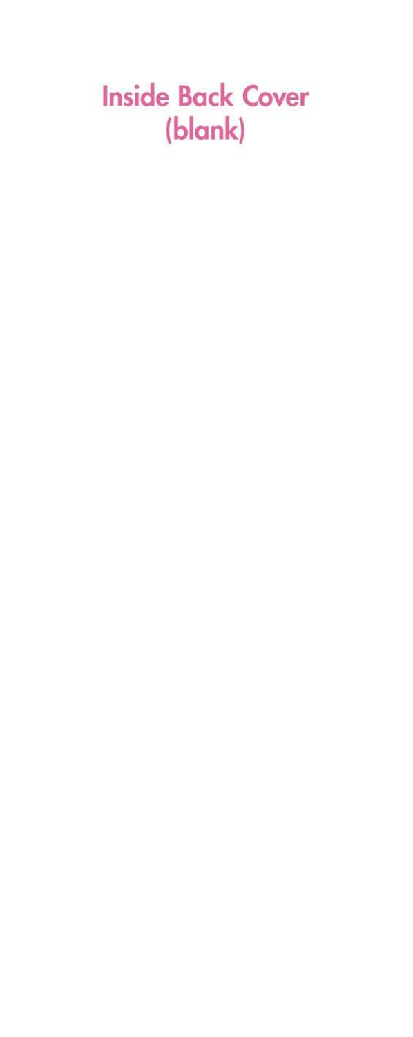# Inside Back Cover (blank)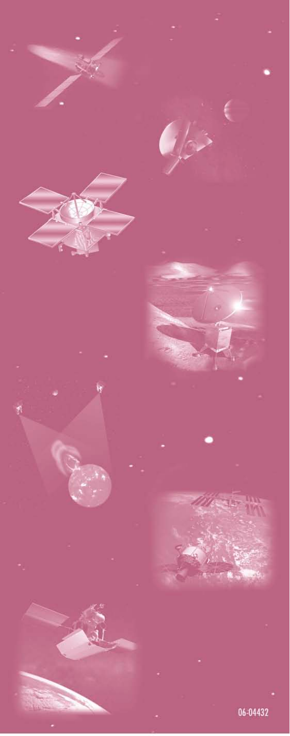06-04432